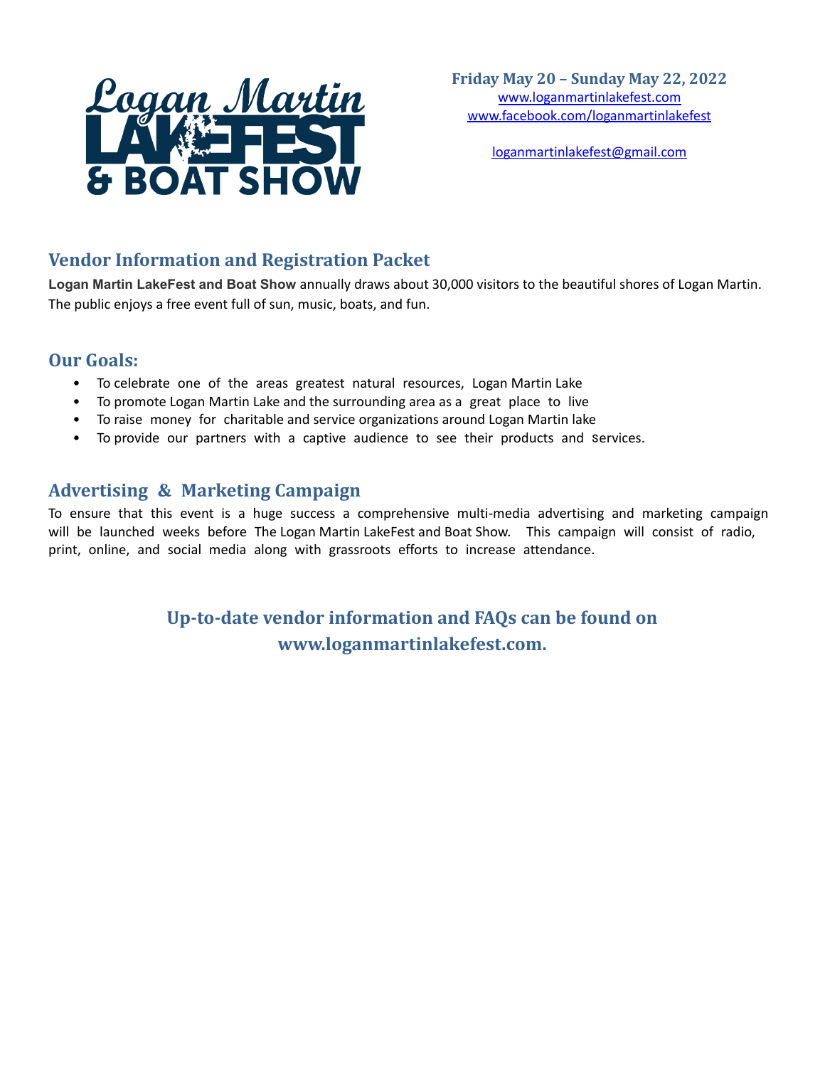# Logan Martin LakeFest & Boat Show

**Friday May 20 – Sunday May 22, 2022**
www.loganmartinlakefest.com
www.facebook.com/loganmartinlakefest

loganmartinlakefest@gmail.com

## Vendor Information and Registration Packet

**Logan Martin LakeFest and Boat Show** annually draws about 30,000 visitors to the beautiful shores of Logan Martin. The public enjoys a free event full of sun, music, boats, and fun.

## Our Goals:

- To celebrate one of the areas greatest natural resources, Logan Martin Lake
- To promote Logan Martin Lake and the surrounding area as a great place to live
- To raise money for charitable and service organizations around Logan Martin lake
- To provide our partners with a captive audience to see their products and services.

## Advertising & Marketing Campaign

To ensure that this event is a huge success a comprehensive multi-media advertising and marketing campaign will be launched weeks before The Logan Martin LakeFest and Boat Show. This campaign will consist of radio, print, online, and social media along with grassroots efforts to increase attendance.

**Up-to-date vendor information and FAQs can be found on www.loganmartinlakefest.com.**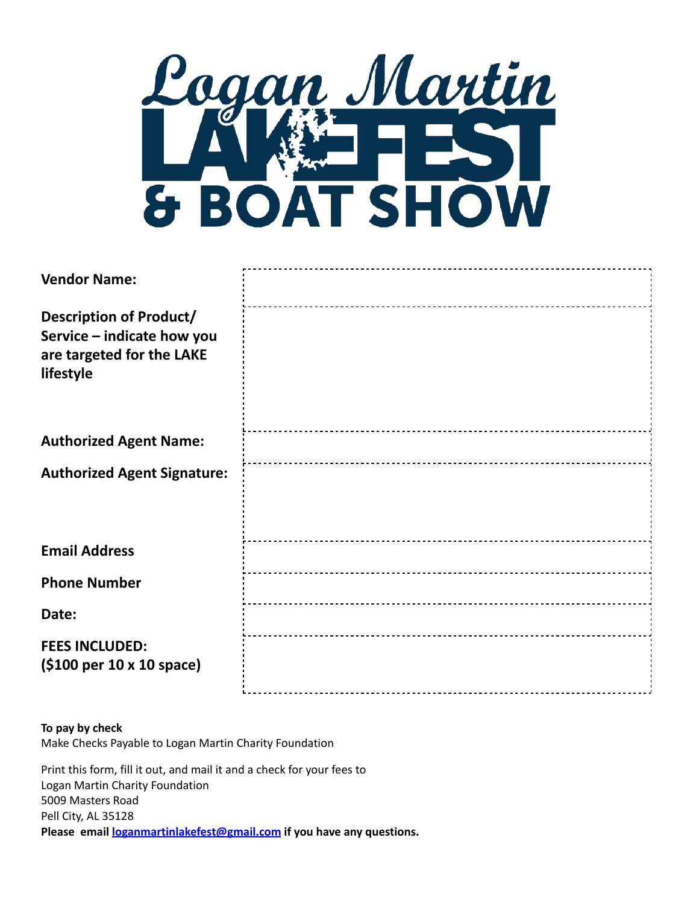# Logan Martin LAKEFEST & BOAT SHOW

| | |
|---|---|
| **Vendor Name:** | |
| **Description of Product/ Service – indicate how you are targeted for the LAKE lifestyle** | |
| **Authorized Agent Name:** | |
| **Authorized Agent Signature:** | |
| **Email Address** | |
| **Phone Number** | |
| **Date:** | |
| **FEES INCLUDED: ($100 per 10 x 10 space)** | |

**To pay by check**
Make Checks Payable to Logan Martin Charity Foundation

Print this form, fill it out, and mail it and a check for your fees to
Logan Martin Charity Foundation
5009 Masters Road
Pell City, AL 35128
**Please email loganmartinlakefest@gmail.com if you have any questions.**